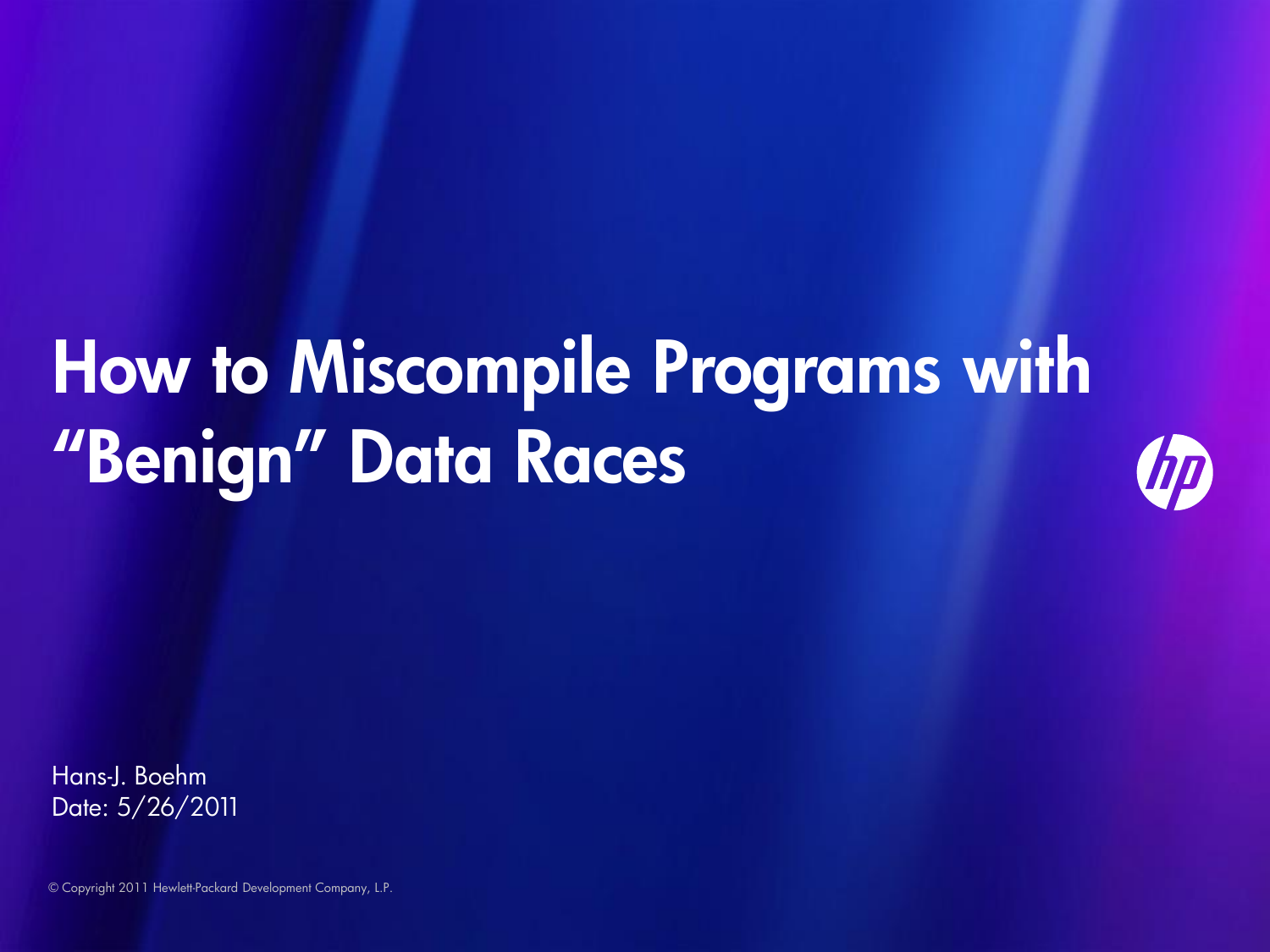# How to Miscompile Programs with "Benign" Data Races

Hans-J. Boehm
Date: 5/26/2011

© Copyright 2011 Hewlett-Packard Development Company, L.P.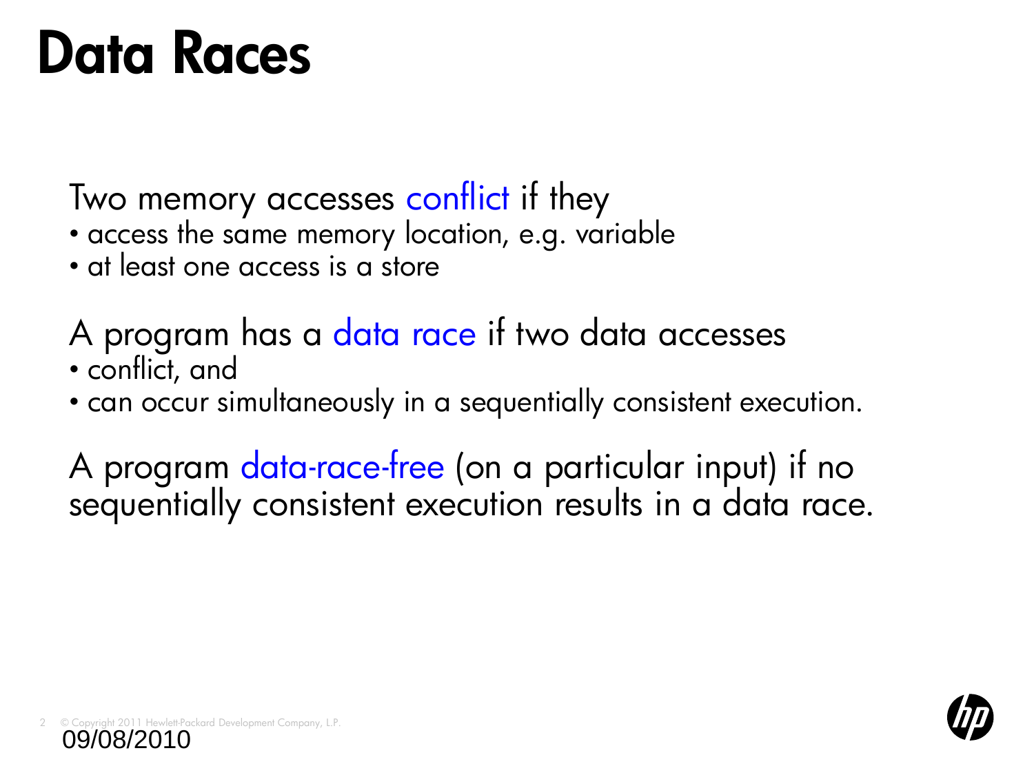# Data Races

Two memory accesses conflict if they

- access the same memory location, e.g. variable
- at least one access is a store

A program has a data race if two data accesses

- conflict, and
- can occur simultaneously in a sequentially consistent execution.

A program data-race-free (on a particular input) if no sequentially consistent execution results in a data race.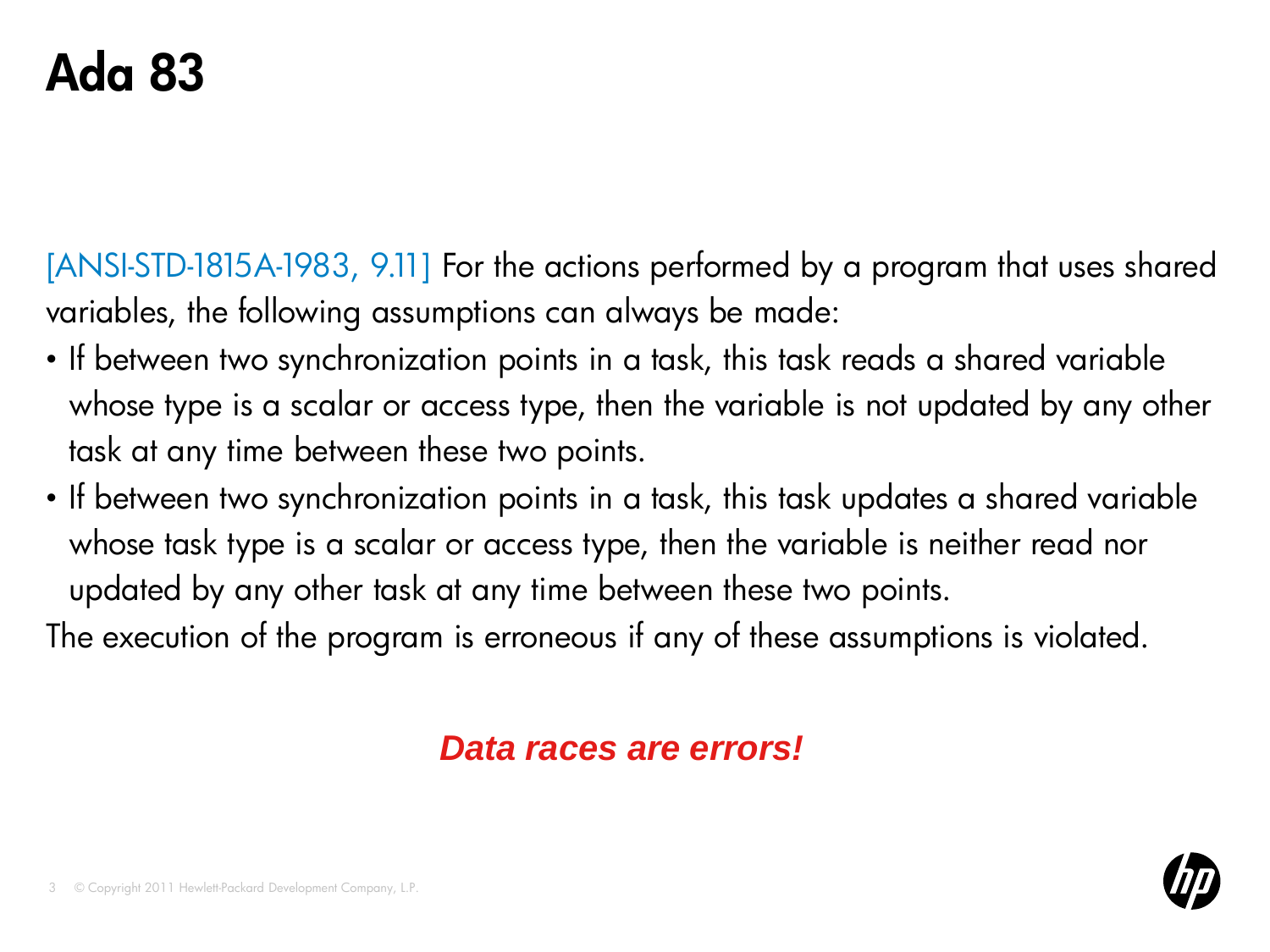# Ada 83

[ANSI-STD-1815A-1983, 9.11] For the actions performed by a program that uses shared variables, the following assumptions can always be made:

- If between two synchronization points in a task, this task reads a shared variable whose type is a scalar or access type, then the variable is not updated by any other task at any time between these two points.
- If between two synchronization points in a task, this task updates a shared variable whose task type is a scalar or access type, then the variable is neither read nor updated by any other task at any time between these two points.

The execution of the program is erroneous if any of these assumptions is violated.

***Data races are errors!***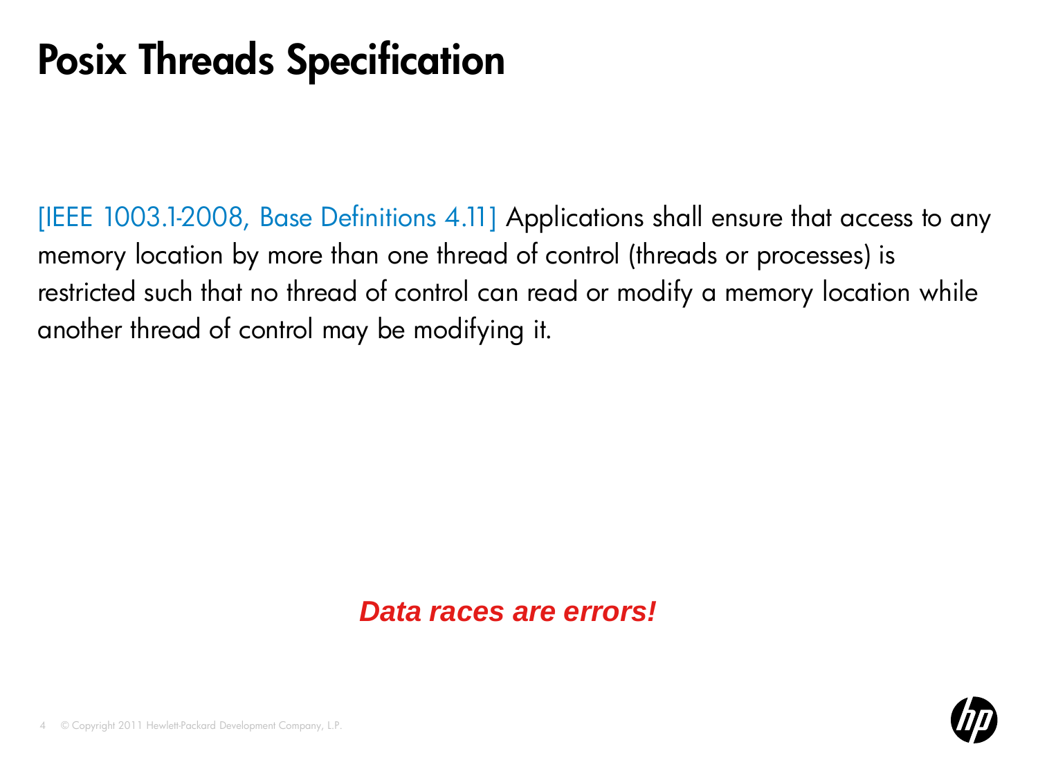# Posix Threads Specification

[IEEE 1003.1-2008, Base Definitions 4.11] Applications shall ensure that access to any memory location by more than one thread of control (threads or processes) is restricted such that no thread of control can read or modify a memory location while another thread of control may be modifying it.

***Data races are errors!***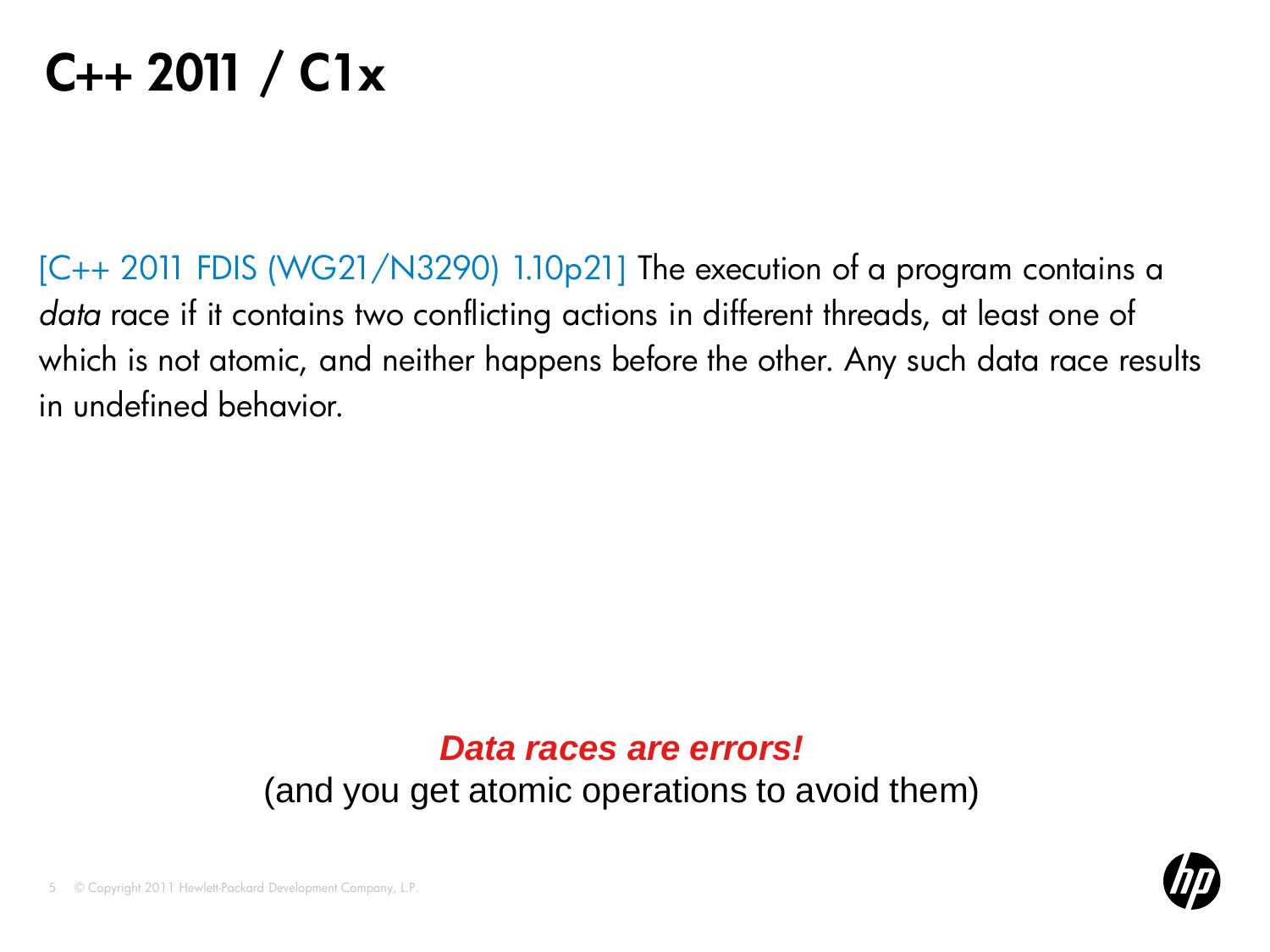# C++ 2011 / C1x

[C++ 2011 FDIS (WG21/N3290) 1.10p21] The execution of a program contains a *data* race if it contains two conflicting actions in different threads, at least one of which is not atomic, and neither happens before the other. Any such data race results in undefined behavior.

***Data races are errors!***

(and you get atomic operations to avoid them)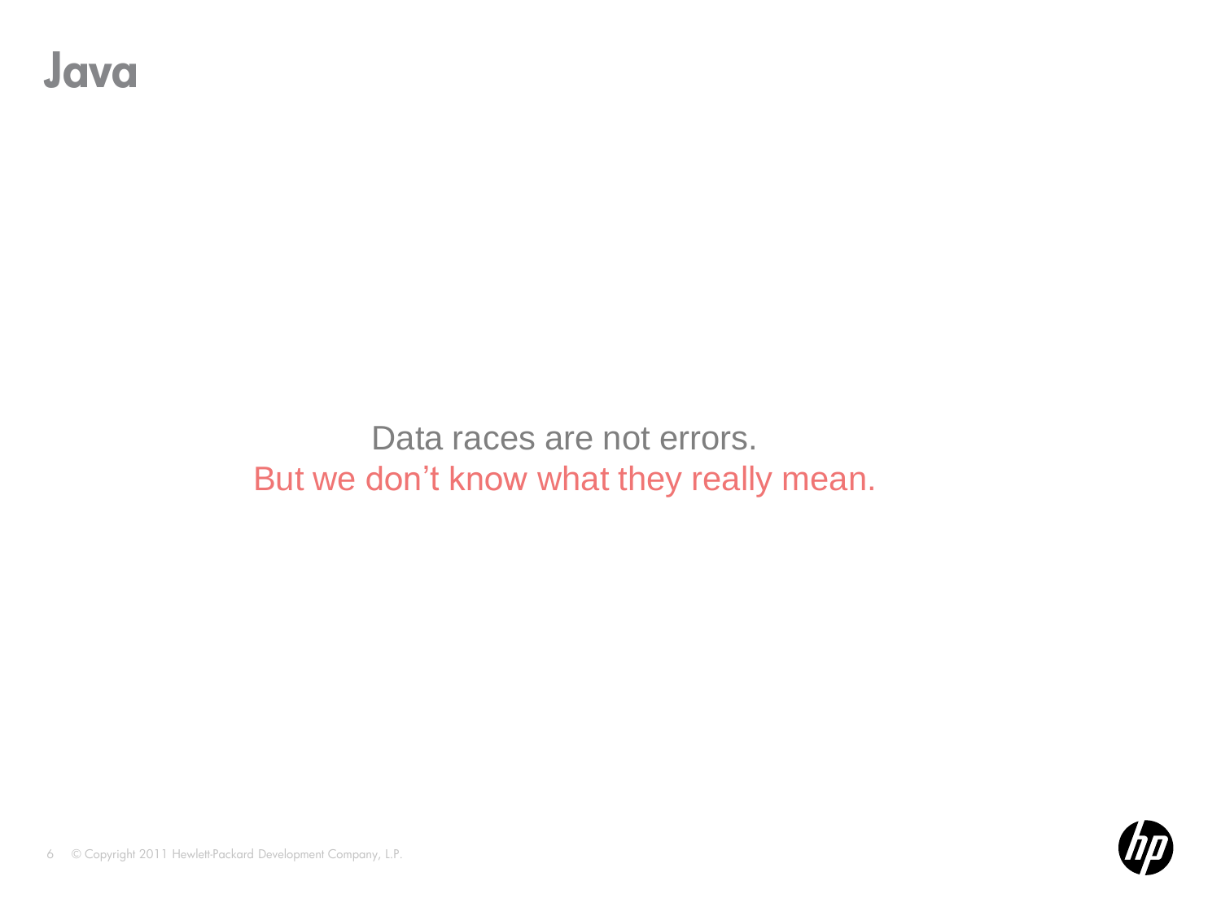# Java

Data races are not errors.

But we don’t know what they really mean.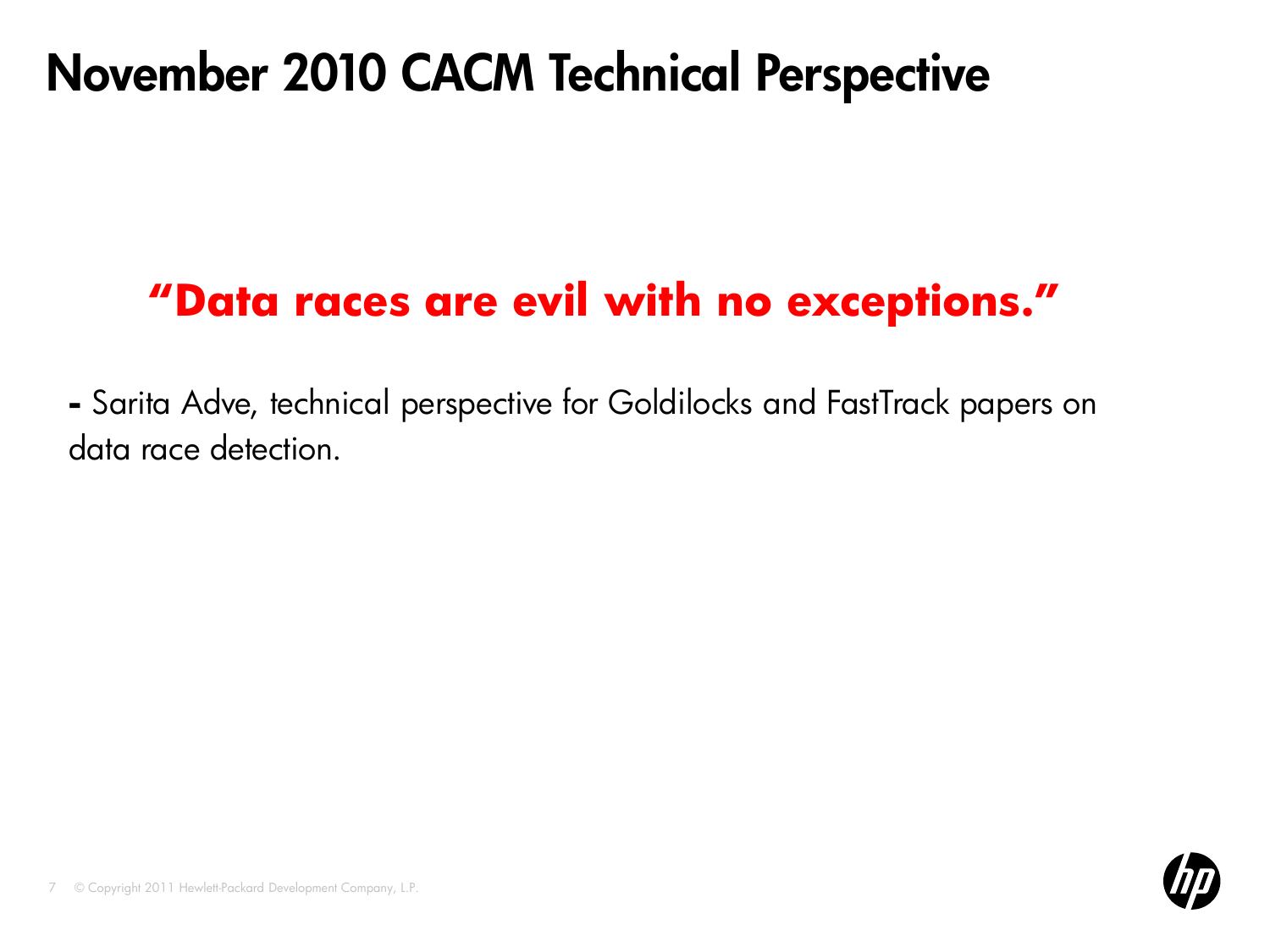# November 2010 CACM Technical Perspective

**"Data races are evil with no exceptions."**

**-** Sarita Adve, technical perspective for Goldilocks and FastTrack papers on data race detection.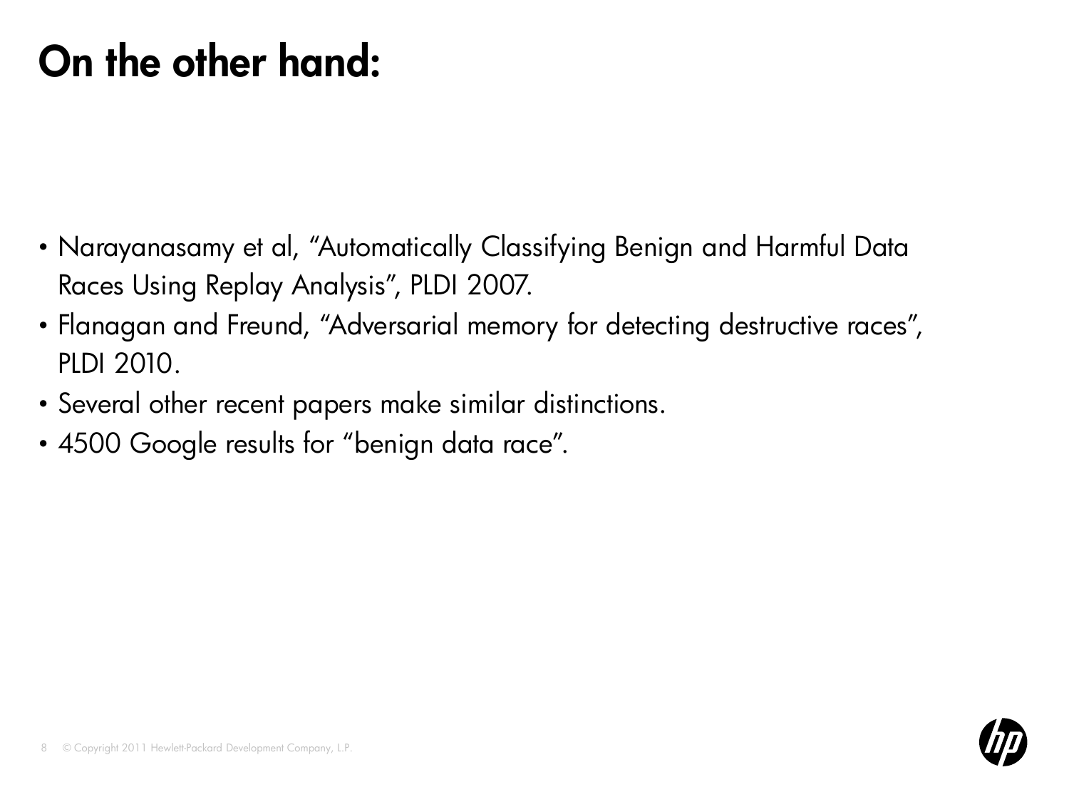# On the other hand:

- Narayanasamy et al, “Automatically Classifying Benign and Harmful Data Races Using Replay Analysis”, PLDI 2007.
- Flanagan and Freund, “Adversarial memory for detecting destructive races”, PLDI 2010.
- Several other recent papers make similar distinctions.
- 4500 Google results for “benign data race”.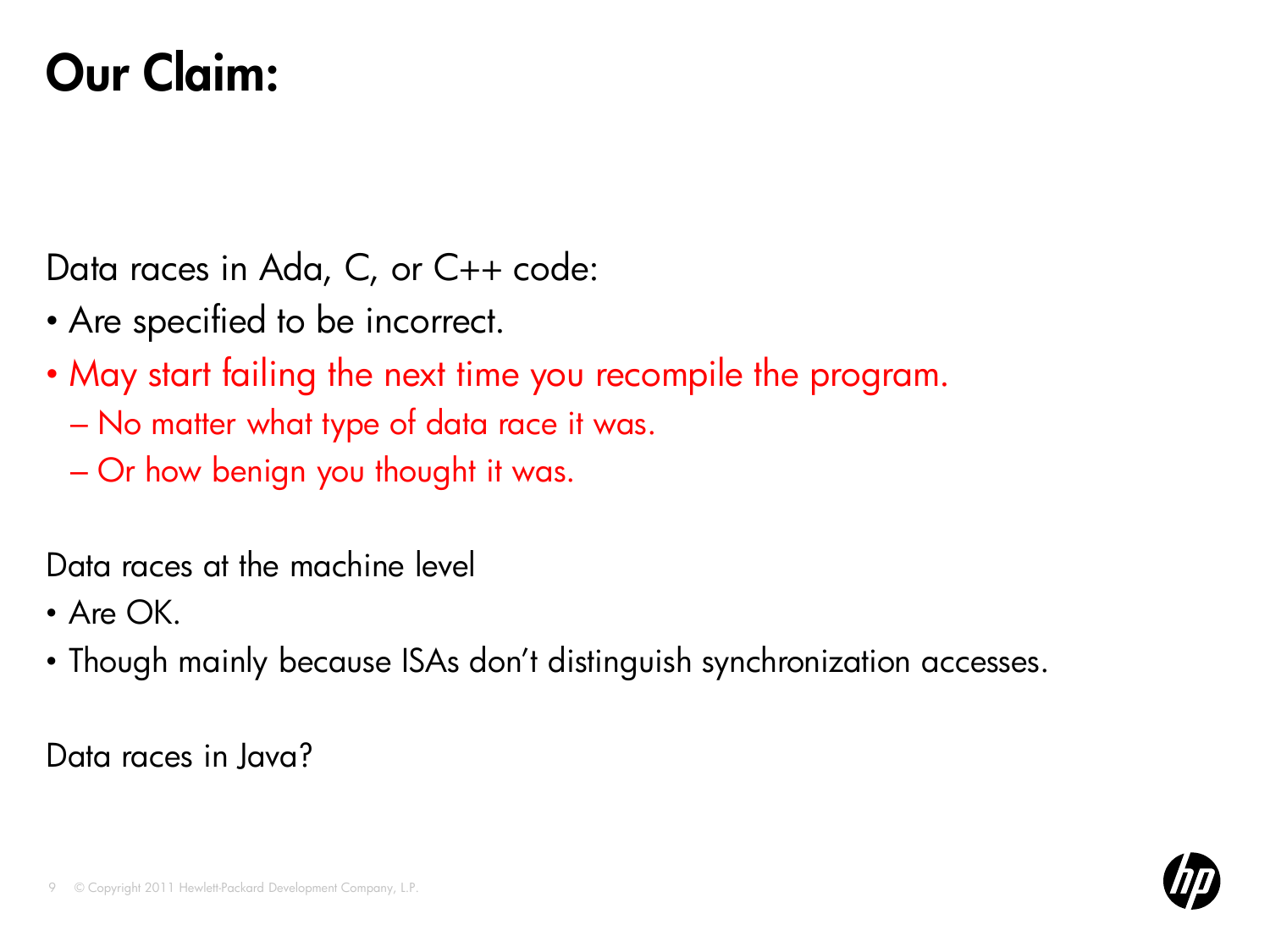# Our Claim:

Data races in Ada, C, or C++ code:

- Are specified to be incorrect.
- May start failing the next time you recompile the program.
  - No matter what type of data race it was.
  - Or how benign you thought it was.

Data races at the machine level

- Are OK.
- Though mainly because ISAs don't distinguish synchronization accesses.

Data races in Java?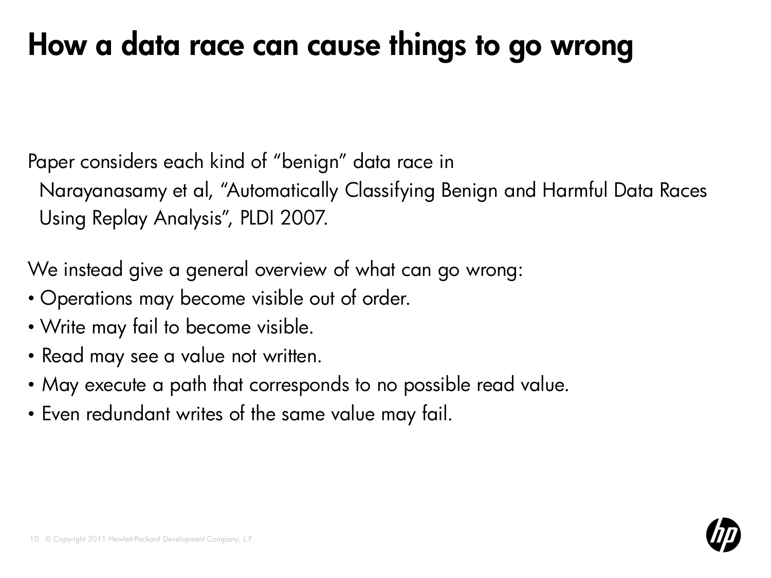# How a data race can cause things to go wrong

Paper considers each kind of "benign" data race in
Narayanasamy et al, "Automatically Classifying Benign and Harmful Data Races Using Replay Analysis", PLDI 2007.

We instead give a general overview of what can go wrong:

- Operations may become visible out of order.
- Write may fail to become visible.
- Read may see a value not written.
- May execute a path that corresponds to no possible read value.
- Even redundant writes of the same value may fail.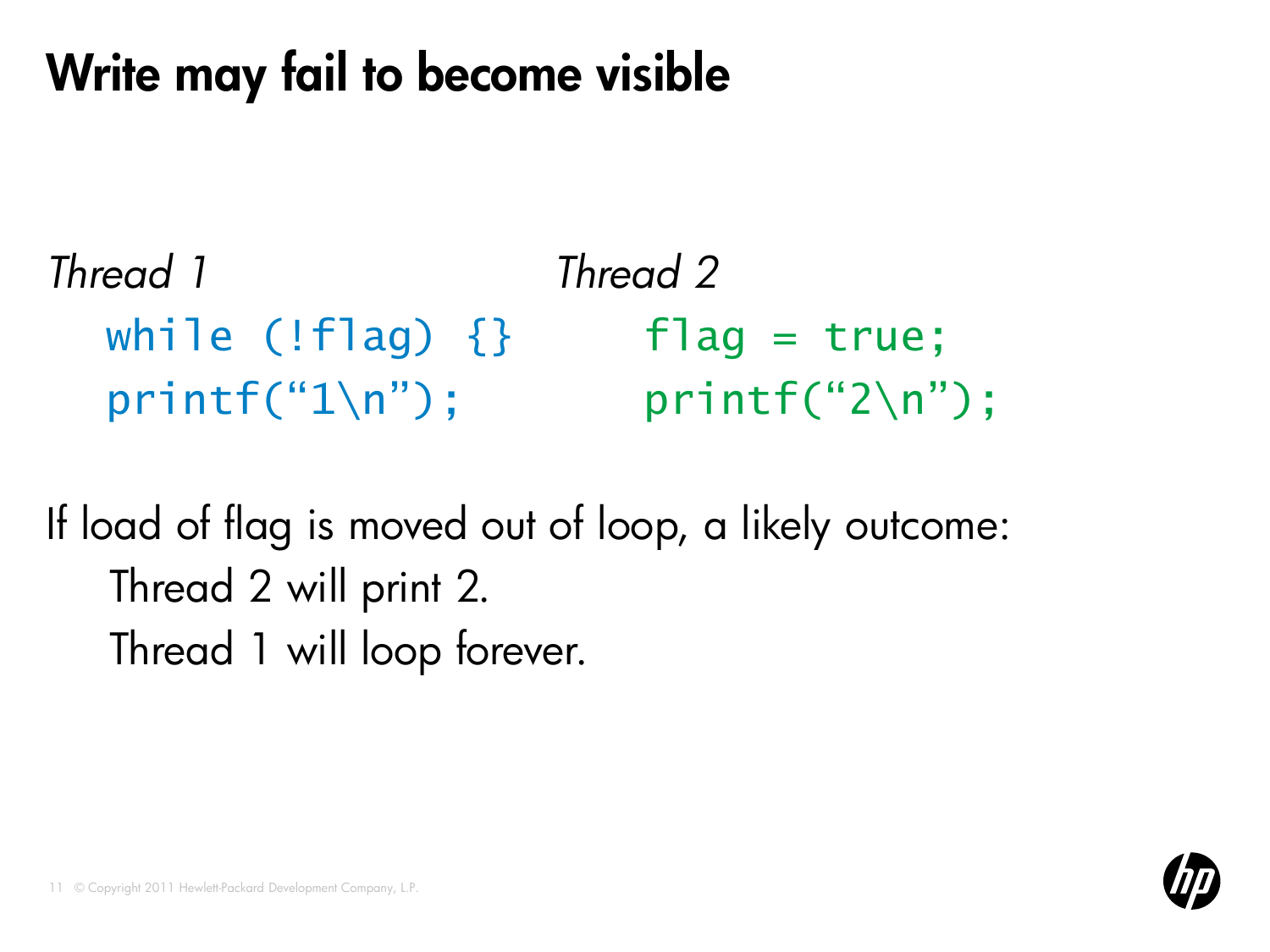# Write may fail to become visible

*Thread 1*

```
while (!flag) {}
printf("1\n");
```

*Thread 2*

```
flag = true;
printf("2\n");
```

If load of flag is moved out of loop, a likely outcome:

Thread 2 will print 2.

Thread 1 will loop forever.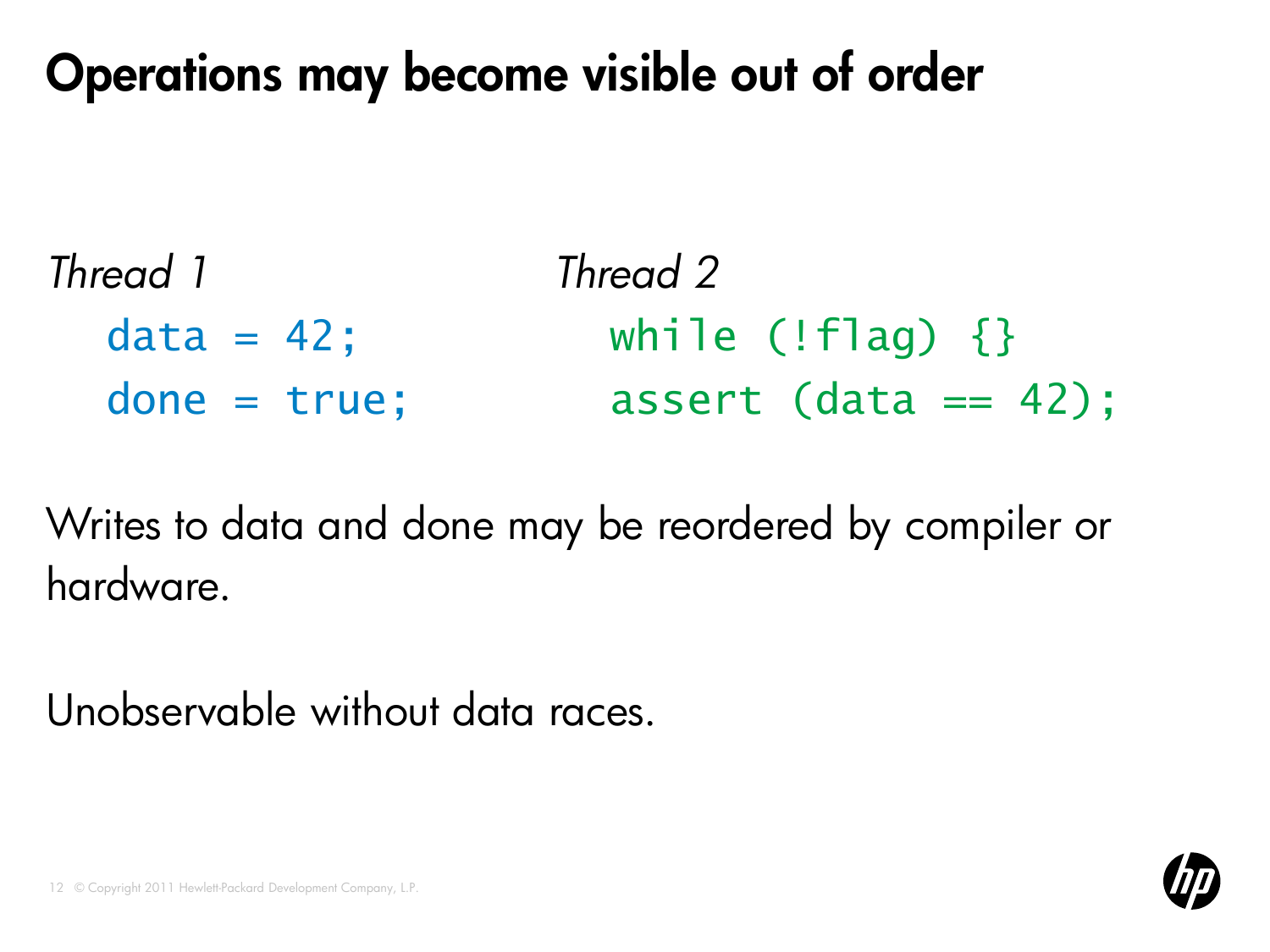# Operations may become visible out of order

*Thread 1*

```
data = 42;
done = true;
```

*Thread 2*

```
while (!flag) {}
assert (data == 42);
```

Writes to data and done may be reordered by compiler or hardware.

Unobservable without data races.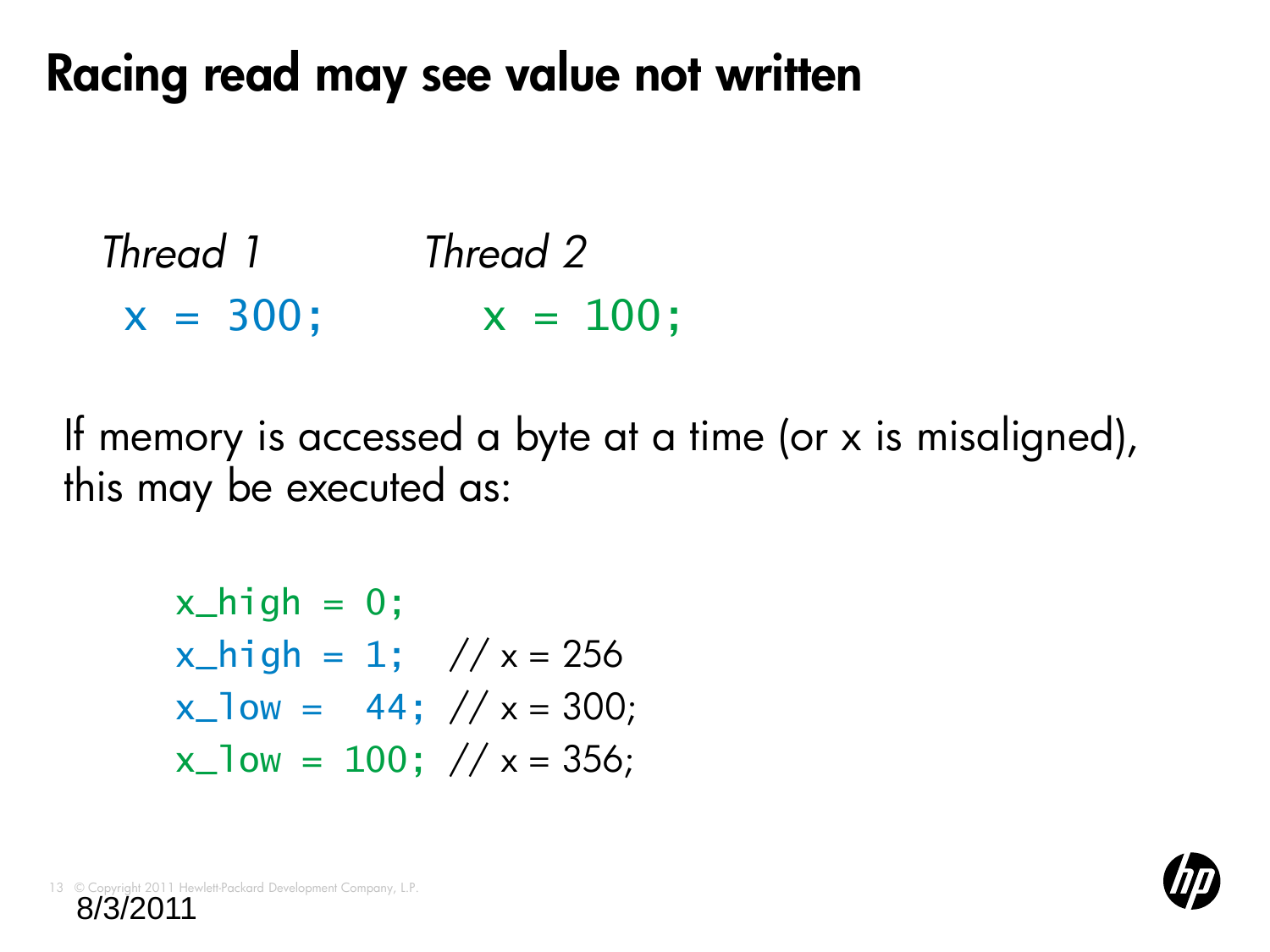# Racing read may see value not written

| *Thread 1* | *Thread 2* |
| --- | --- |
| `x = 300;` | `x = 100;` |

If memory is accessed a byte at a time (or x is misaligned), this may be executed as:

```
x_high = 0;
x_high = 1;   // x = 256
x_low =  44;  // x = 300;
x_low = 100;  // x = 356;
```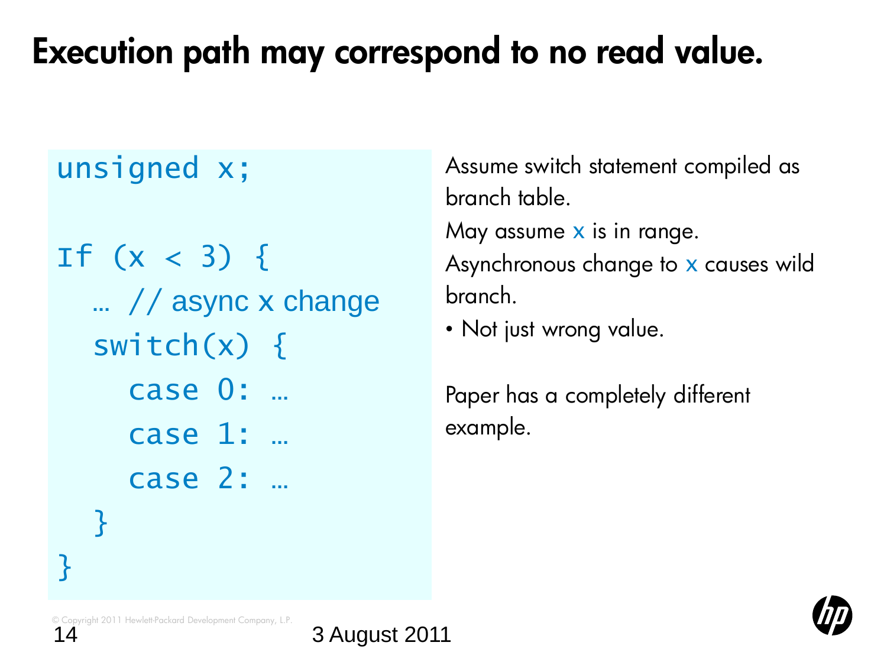# Execution path may correspond to no read value.

```
unsigned x;

If (x < 3) {
  … // async x change
  switch(x) {
    case 0: …
    case 1: …
    case 2: …
  }
}
```

Assume switch statement compiled as branch table.

May assume x is in range.

Asynchronous change to x causes wild branch.

- Not just wrong value.

Paper has a completely different example.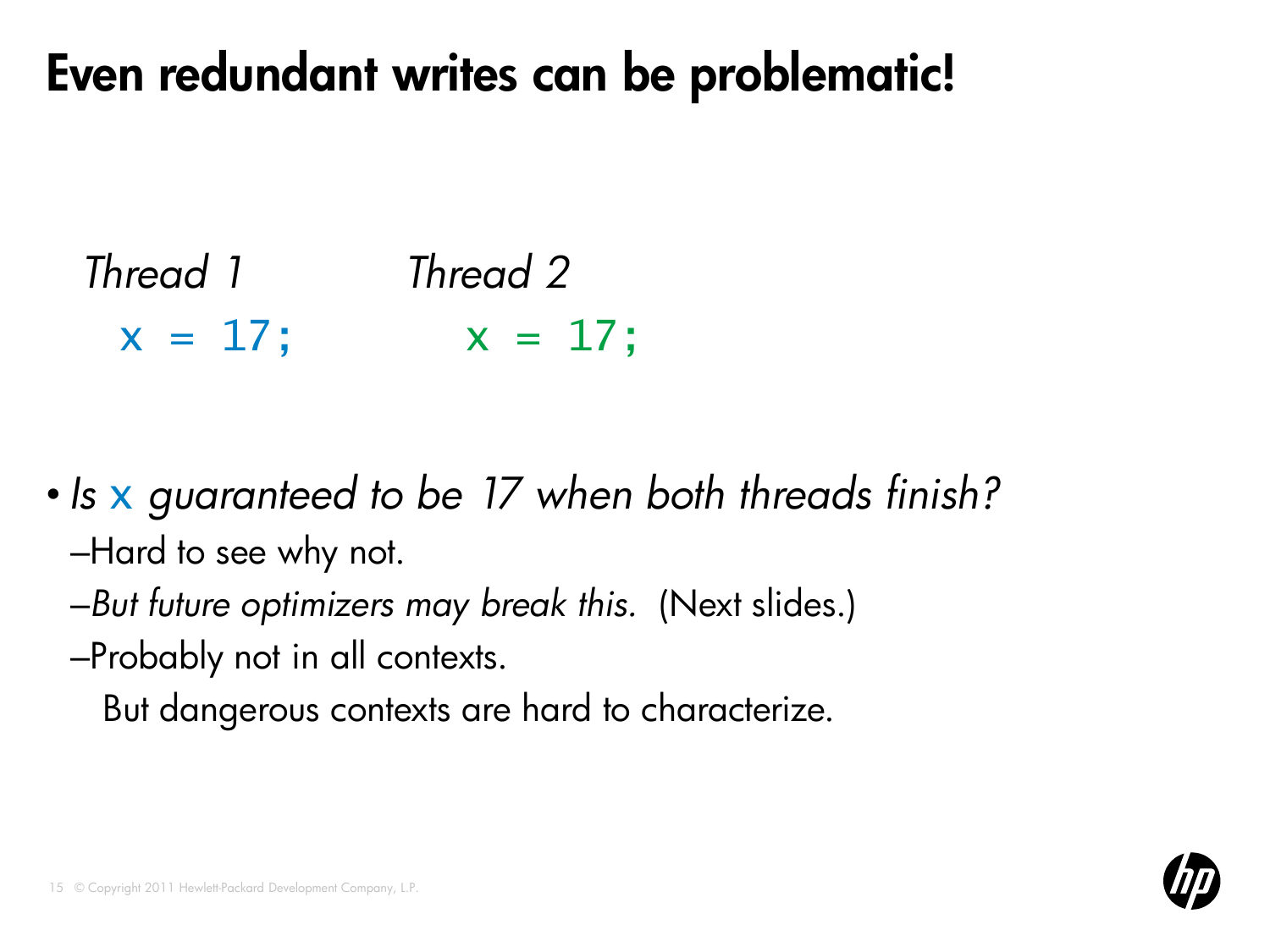# Even redundant writes can be problematic!

| *Thread 1* | *Thread 2* |
| --- | --- |
| `x = 17;` | `x = 17;` |

- *Is* x *guaranteed to be 17 when both threads finish?*
  - –Hard to see why not.
  - –*But future optimizers may break this.* (Next slides.)
  - –Probably not in all contexts.

    But dangerous contexts are hard to characterize.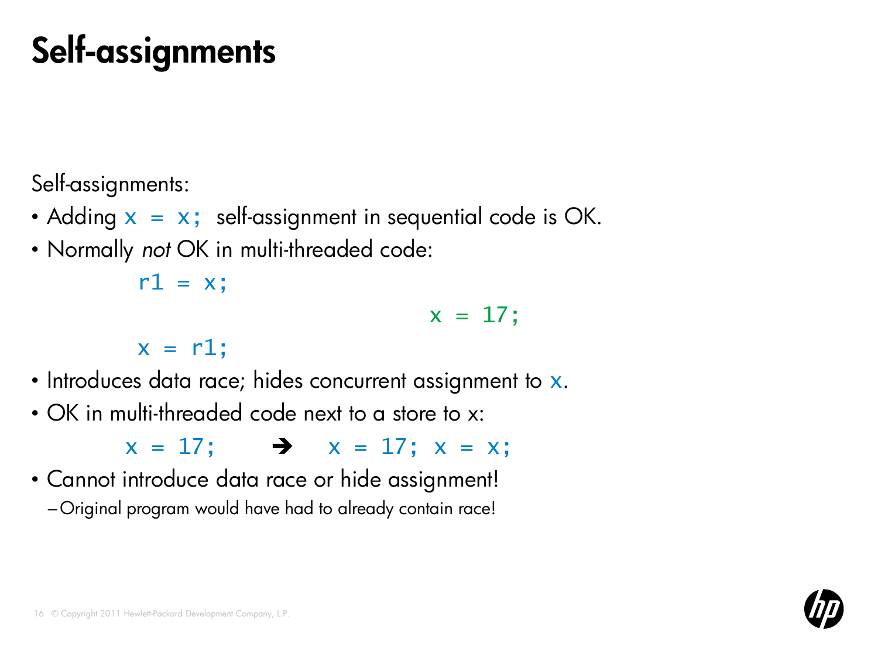# Self-assignments

Self-assignments:

- Adding `x = x;` self-assignment in sequential code is OK.
- Normally *not* OK in multi-threaded code:

```
        r1 = x;
                                x = 17;
        x = r1;
```

- Introduces data race; hides concurrent assignment to `x`.
- OK in multi-threaded code next to a store to x:

```
x = 17;    →    x = 17; x = x;
```

- Cannot introduce data race or hide assignment!
  - Original program would have had to already contain race!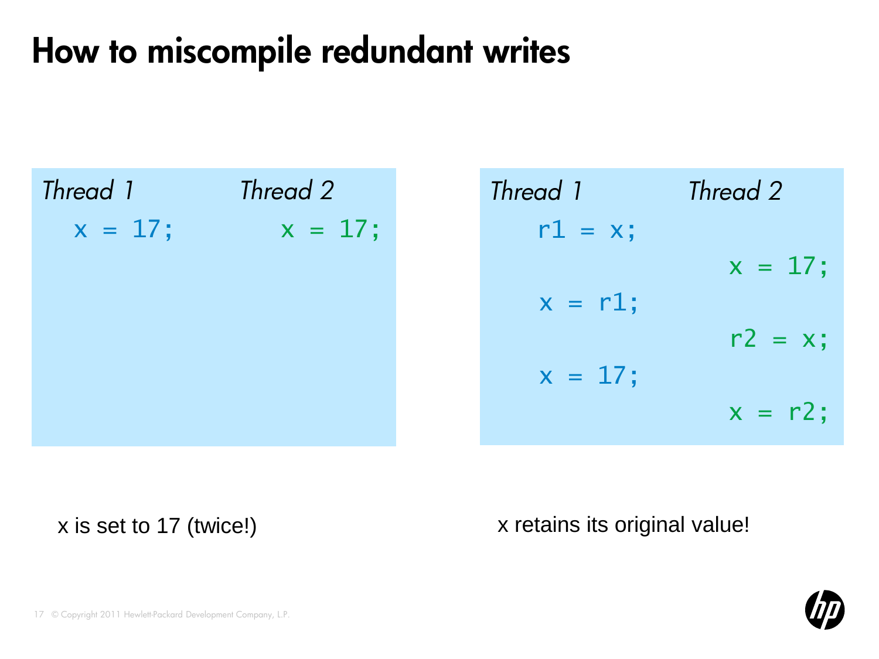# How to miscompile redundant writes

```
Thread 1        Thread 2
  x = 17;          x = 17;
```

x is set to 17 (twice!)

```
Thread 1        Thread 2
  r1 = x;
                   x = 17;
  x = r1;
                   r2 = x;
  x = 17;
                   x = r2;
```

x retains its original value!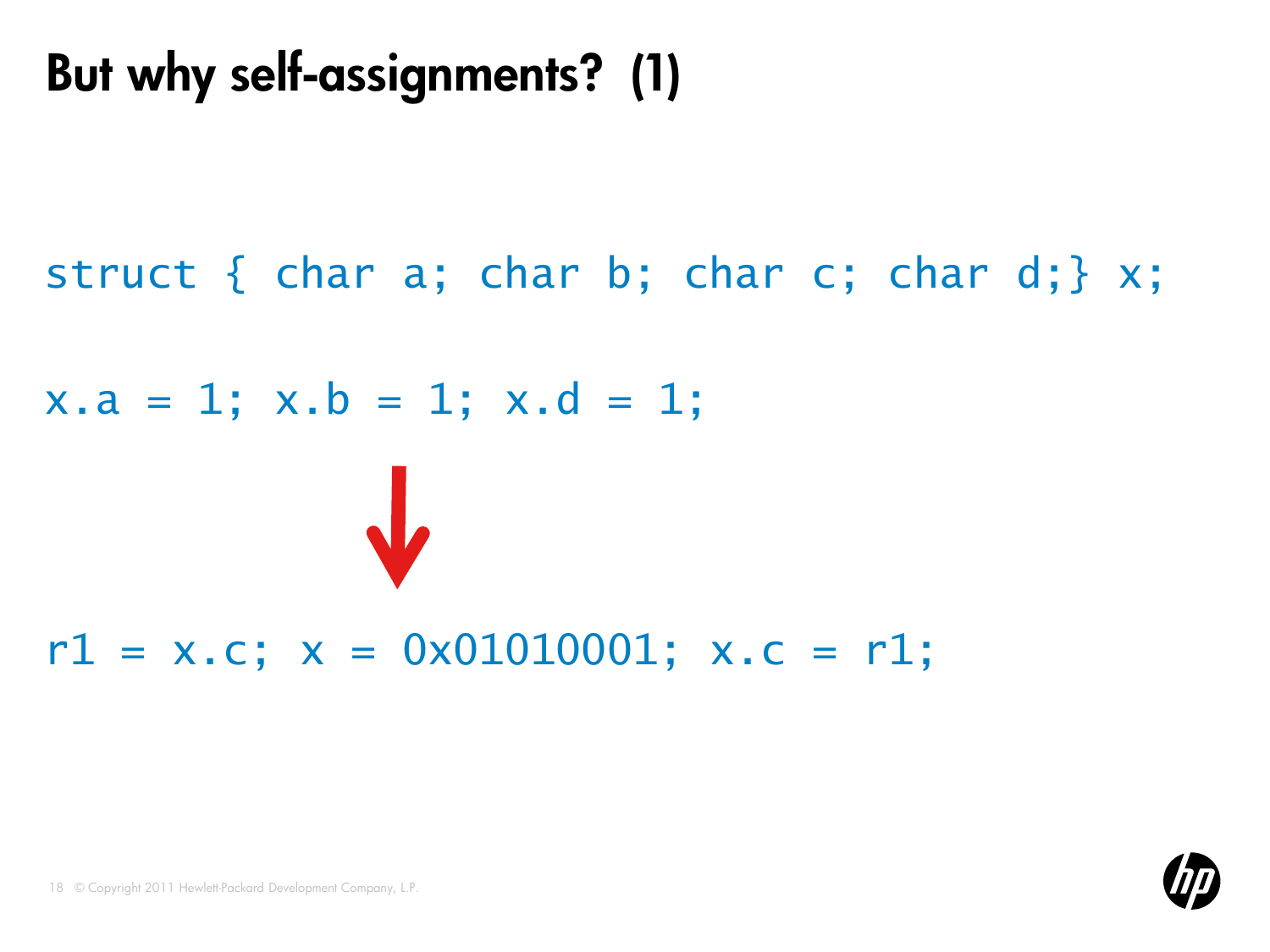# But why self-assignments? (1)

```
struct { char a; char b; char c; char d;} x;

x.a = 1; x.b = 1; x.d = 1;
```

↓

```
r1 = x.c; x = 0x01010001; x.c = r1;
```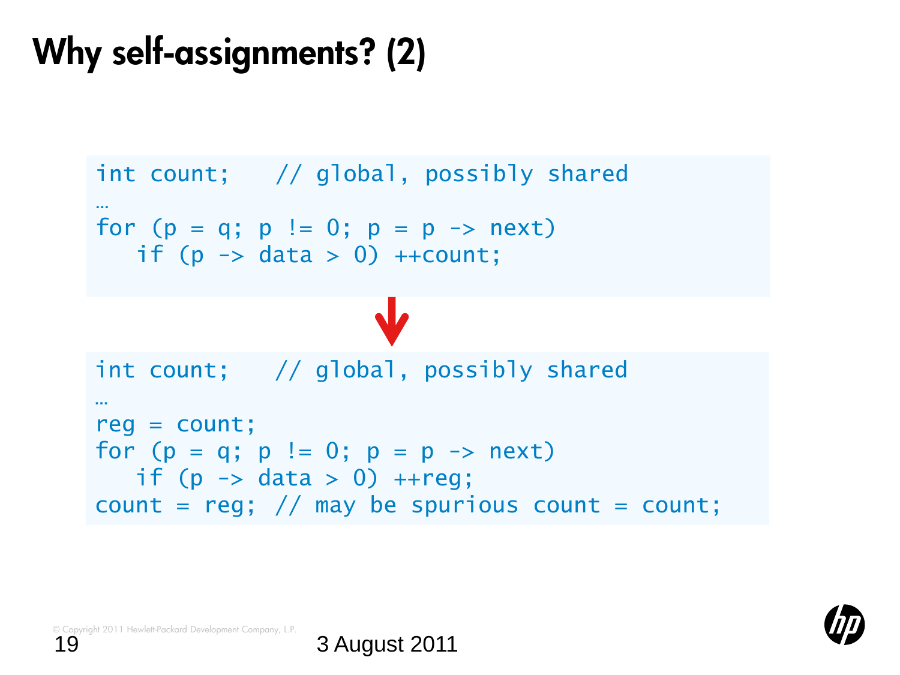# Why self-assignments? (2)

```
int count;   // global, possibly shared
…
for (p = q; p != 0; p = p -> next)
   if (p -> data > 0) ++count;
```

↓

```
int count;   // global, possibly shared
…
reg = count;
for (p = q; p != 0; p = p -> next)
   if (p -> data > 0) ++reg;
count = reg; // may be spurious count = count;
```

© Copyright 2011 Hewlett-Packard Development Company, L.P.

3 August 2011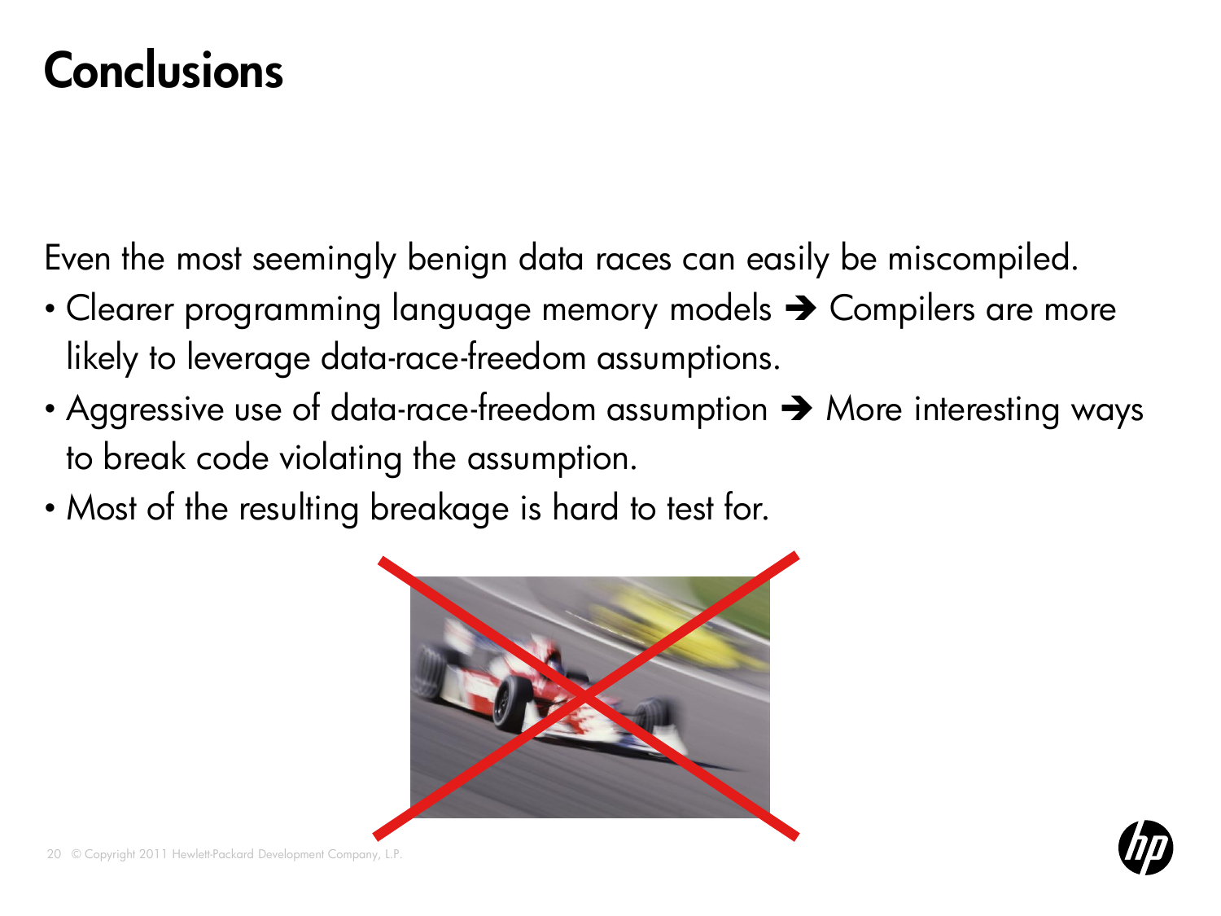# Conclusions

Even the most seemingly benign data races can easily be miscompiled.

- Clearer programming language memory models ➔ Compilers are more likely to leverage data-race-freedom assumptions.
- Aggressive use of data-race-freedom assumption ➔ More interesting ways to break code violating the assumption.
- Most of the resulting breakage is hard to test for.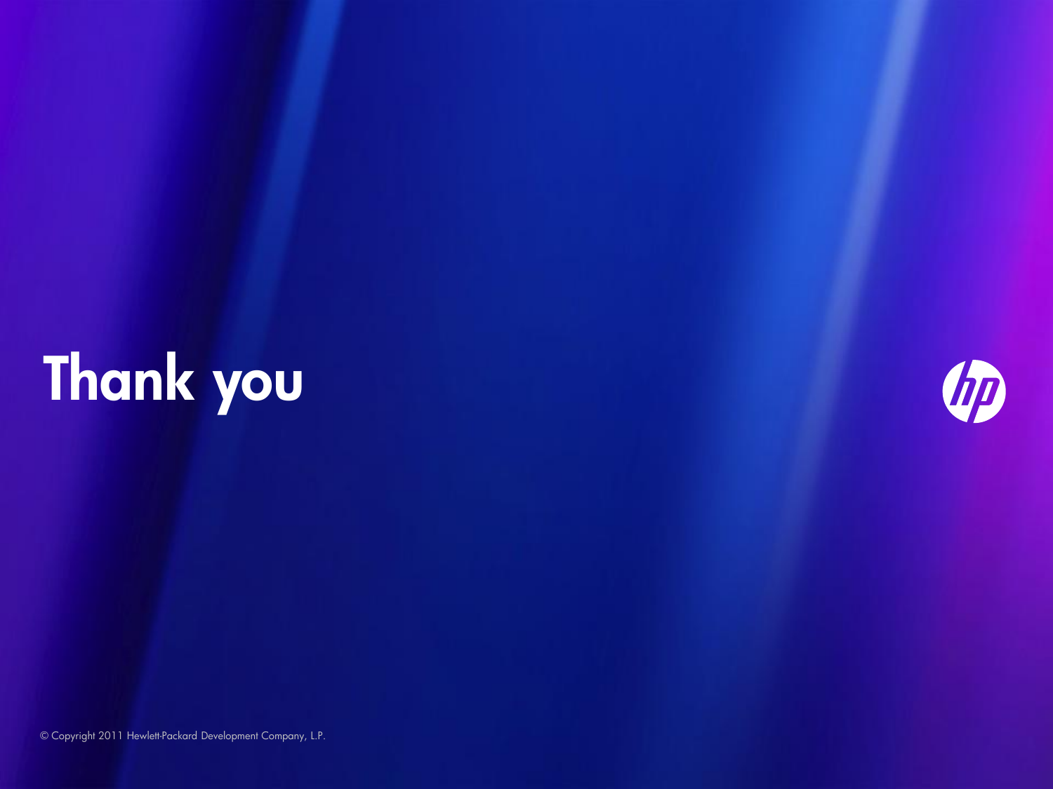# Thank you

© Copyright 2011 Hewlett-Packard Development Company, L.P.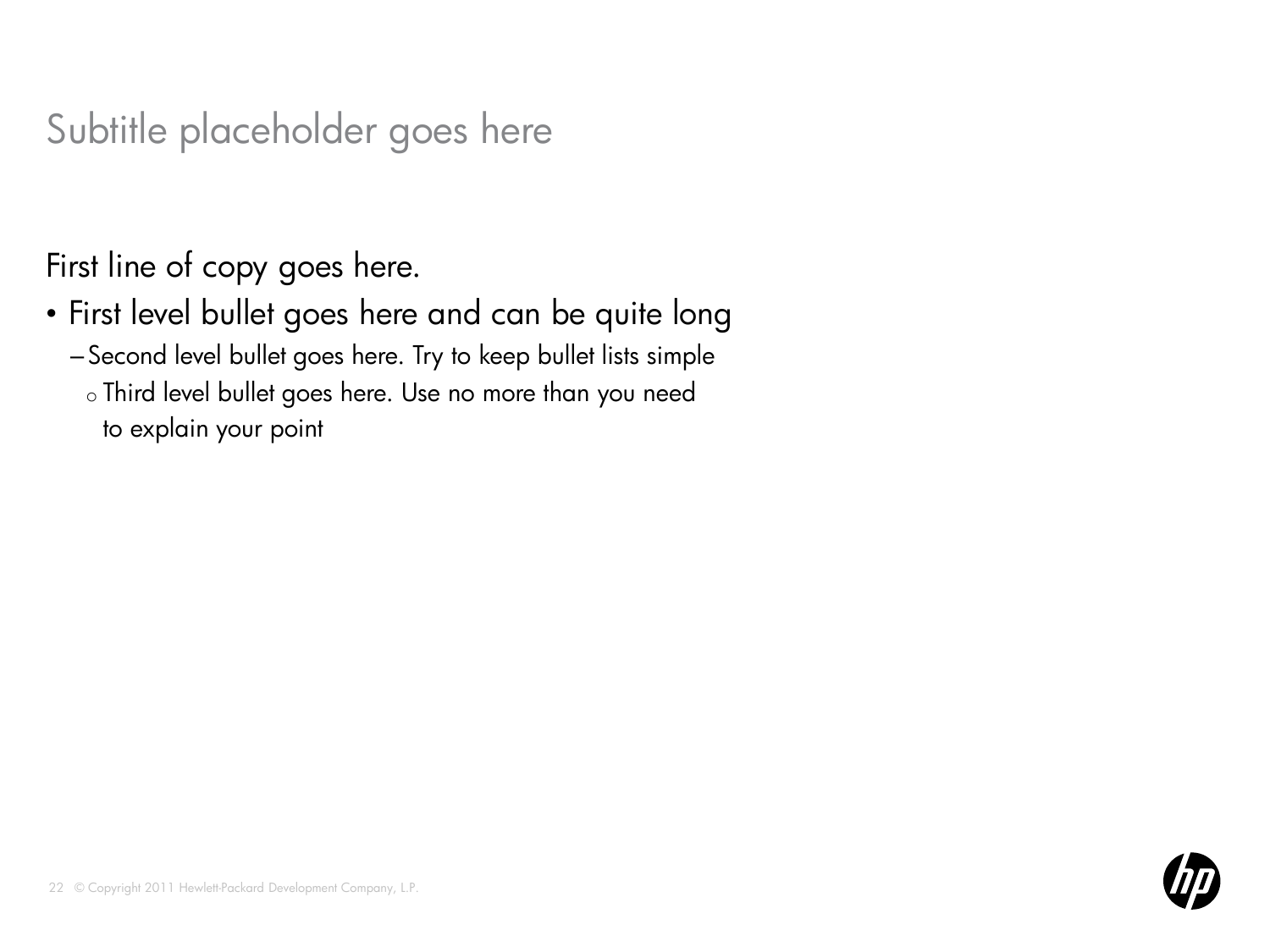## Subtitle placeholder goes here

First line of copy goes here.

- First level bullet goes here and can be quite long
  - Second level bullet goes here. Try to keep bullet lists simple
    - Third level bullet goes here. Use no more than you need to explain your point

© Copyright 2011 Hewlett-Packard Development Company, L.P.